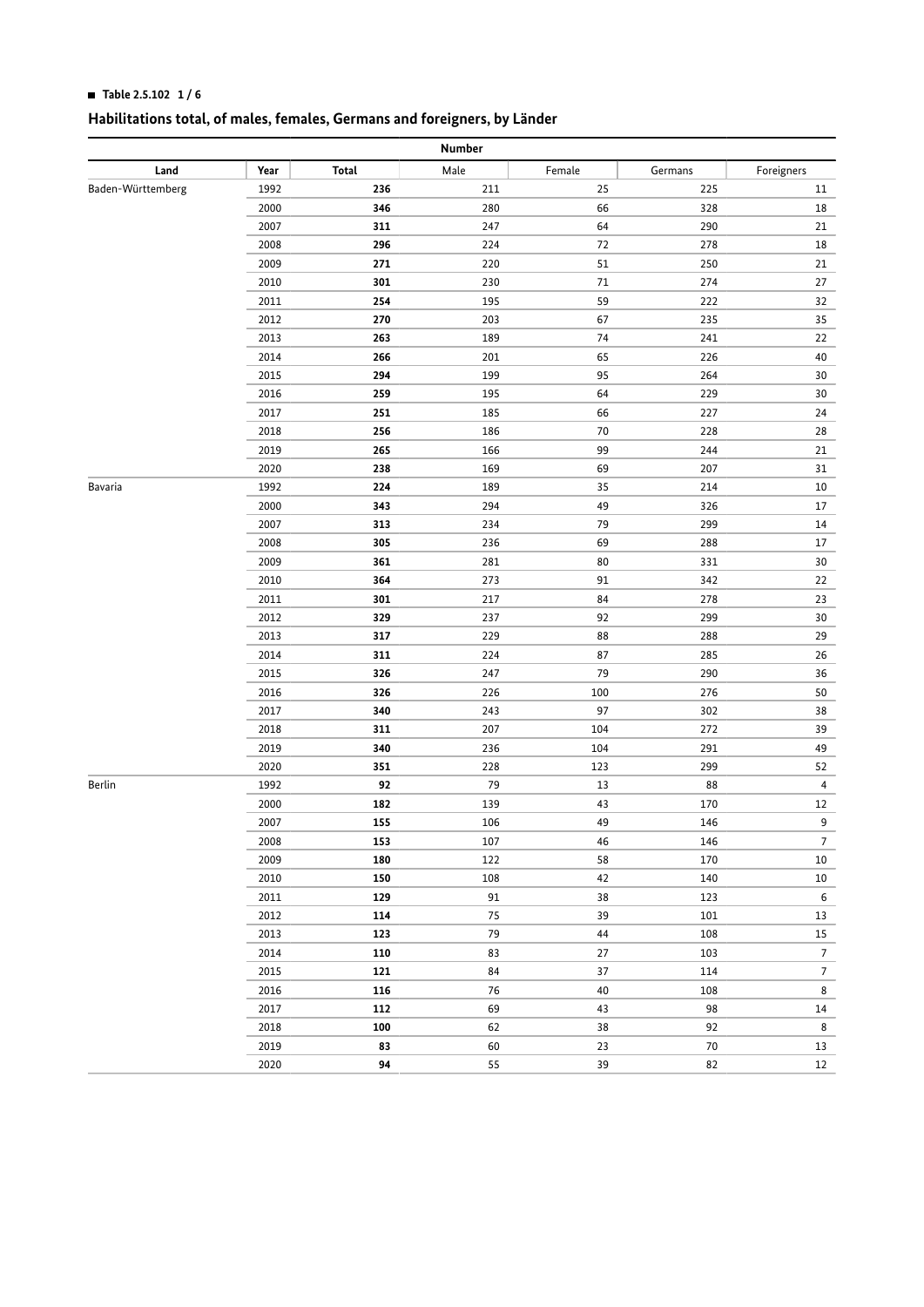Table 2.5.102 1 / 6

## Habilitations total, of males, females, Germans and foreigners, by Länder

| Land | Year | Number | | | | |
|---|---|---|---|---|---|---|
| | | **Total** | Male | Female | Germans | Foreigners |
| Baden-Württemberg | 1992 | **236** | 211 | 25 | 225 | 11 |
| | 2000 | **346** | 280 | 66 | 328 | 18 |
| | 2007 | **311** | 247 | 64 | 290 | 21 |
| | 2008 | **296** | 224 | 72 | 278 | 18 |
| | 2009 | **271** | 220 | 51 | 250 | 21 |
| | 2010 | **301** | 230 | 71 | 274 | 27 |
| | 2011 | **254** | 195 | 59 | 222 | 32 |
| | 2012 | **270** | 203 | 67 | 235 | 35 |
| | 2013 | **263** | 189 | 74 | 241 | 22 |
| | 2014 | **266** | 201 | 65 | 226 | 40 |
| | 2015 | **294** | 199 | 95 | 264 | 30 |
| | 2016 | **259** | 195 | 64 | 229 | 30 |
| | 2017 | **251** | 185 | 66 | 227 | 24 |
| | 2018 | **256** | 186 | 70 | 228 | 28 |
| | 2019 | **265** | 166 | 99 | 244 | 21 |
| | 2020 | **238** | 169 | 69 | 207 | 31 |
| Bavaria | 1992 | **224** | 189 | 35 | 214 | 10 |
| | 2000 | **343** | 294 | 49 | 326 | 17 |
| | 2007 | **313** | 234 | 79 | 299 | 14 |
| | 2008 | **305** | 236 | 69 | 288 | 17 |
| | 2009 | **361** | 281 | 80 | 331 | 30 |
| | 2010 | **364** | 273 | 91 | 342 | 22 |
| | 2011 | **301** | 217 | 84 | 278 | 23 |
| | 2012 | **329** | 237 | 92 | 299 | 30 |
| | 2013 | **317** | 229 | 88 | 288 | 29 |
| | 2014 | **311** | 224 | 87 | 285 | 26 |
| | 2015 | **326** | 247 | 79 | 290 | 36 |
| | 2016 | **326** | 226 | 100 | 276 | 50 |
| | 2017 | **340** | 243 | 97 | 302 | 38 |
| | 2018 | **311** | 207 | 104 | 272 | 39 |
| | 2019 | **340** | 236 | 104 | 291 | 49 |
| | 2020 | **351** | 228 | 123 | 299 | 52 |
| Berlin | 1992 | **92** | 79 | 13 | 88 | 4 |
| | 2000 | **182** | 139 | 43 | 170 | 12 |
| | 2007 | **155** | 106 | 49 | 146 | 9 |
| | 2008 | **153** | 107 | 46 | 146 | 7 |
| | 2009 | **180** | 122 | 58 | 170 | 10 |
| | 2010 | **150** | 108 | 42 | 140 | 10 |
| | 2011 | **129** | 91 | 38 | 123 | 6 |
| | 2012 | **114** | 75 | 39 | 101 | 13 |
| | 2013 | **123** | 79 | 44 | 108 | 15 |
| | 2014 | **110** | 83 | 27 | 103 | 7 |
| | 2015 | **121** | 84 | 37 | 114 | 7 |
| | 2016 | **116** | 76 | 40 | 108 | 8 |
| | 2017 | **112** | 69 | 43 | 98 | 14 |
| | 2018 | **100** | 62 | 38 | 92 | 8 |
| | 2019 | **83** | 60 | 23 | 70 | 13 |
| | 2020 | **94** | 55 | 39 | 82 | 12 |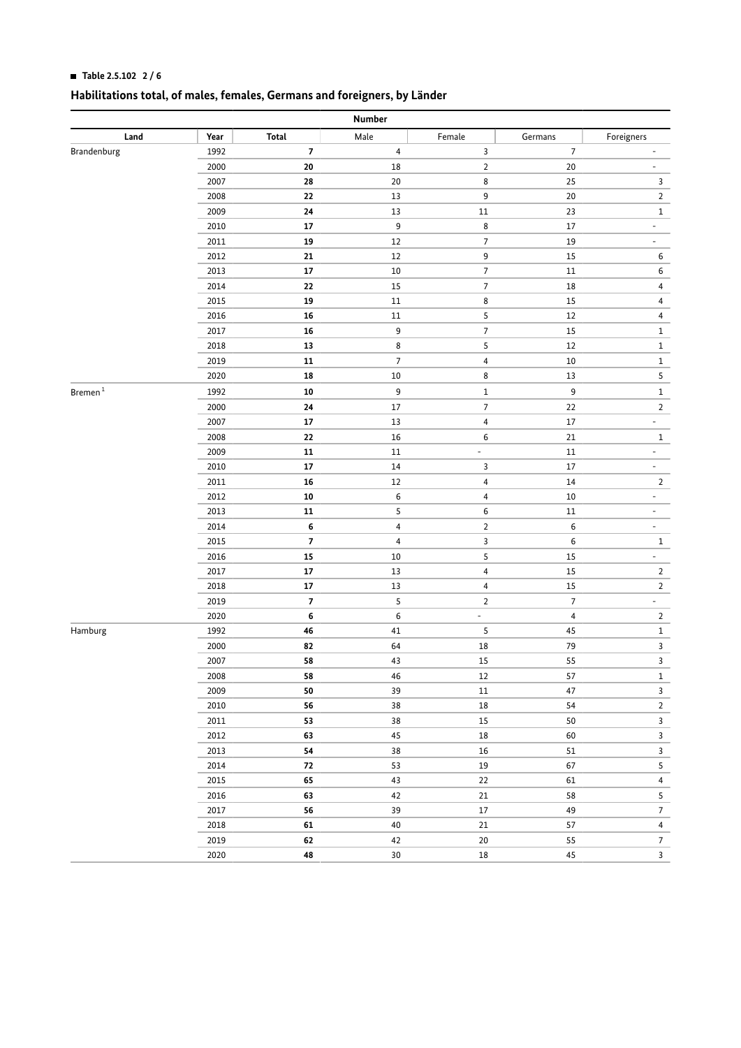■ **Table 2.5.102 2 / 6**

## Habilitations total, of males, females, Germans and foreigners, by Länder

| Land | Year | Total | Male | Female | Germans | Foreigners |
|---|---|---|---|---|---|---|
| | | Number | | | | |
| Brandenburg | 1992 | **7** | 4 | 3 | 7 | - |
| | 2000 | **20** | 18 | 2 | 20 | - |
| | 2007 | **28** | 20 | 8 | 25 | 3 |
| | 2008 | **22** | 13 | 9 | 20 | 2 |
| | 2009 | **24** | 13 | 11 | 23 | 1 |
| | 2010 | **17** | 9 | 8 | 17 | - |
| | 2011 | **19** | 12 | 7 | 19 | - |
| | 2012 | **21** | 12 | 9 | 15 | 6 |
| | 2013 | **17** | 10 | 7 | 11 | 6 |
| | 2014 | **22** | 15 | 7 | 18 | 4 |
| | 2015 | **19** | 11 | 8 | 15 | 4 |
| | 2016 | **16** | 11 | 5 | 12 | 4 |
| | 2017 | **16** | 9 | 7 | 15 | 1 |
| | 2018 | **13** | 8 | 5 | 12 | 1 |
| | 2019 | **11** | 7 | 4 | 10 | 1 |
| | 2020 | **18** | 10 | 8 | 13 | 5 |
| Bremen[1] | 1992 | **10** | 9 | 1 | 9 | 1 |
| | 2000 | **24** | 17 | 7 | 22 | 2 |
| | 2007 | **17** | 13 | 4 | 17 | - |
| | 2008 | **22** | 16 | 6 | 21 | 1 |
| | 2009 | **11** | 11 | - | 11 | - |
| | 2010 | **17** | 14 | 3 | 17 | - |
| | 2011 | **16** | 12 | 4 | 14 | 2 |
| | 2012 | **10** | 6 | 4 | 10 | - |
| | 2013 | **11** | 5 | 6 | 11 | - |
| | 2014 | **6** | 4 | 2 | 6 | - |
| | 2015 | **7** | 4 | 3 | 6 | 1 |
| | 2016 | **15** | 10 | 5 | 15 | - |
| | 2017 | **17** | 13 | 4 | 15 | 2 |
| | 2018 | **17** | 13 | 4 | 15 | 2 |
| | 2019 | **7** | 5 | 2 | 7 | - |
| | 2020 | **6** | 6 | - | 4 | 2 |
| Hamburg | 1992 | **46** | 41 | 5 | 45 | 1 |
| | 2000 | **82** | 64 | 18 | 79 | 3 |
| | 2007 | **58** | 43 | 15 | 55 | 3 |
| | 2008 | **58** | 46 | 12 | 57 | 1 |
| | 2009 | **50** | 39 | 11 | 47 | 3 |
| | 2010 | **56** | 38 | 18 | 54 | 2 |
| | 2011 | **53** | 38 | 15 | 50 | 3 |
| | 2012 | **63** | 45 | 18 | 60 | 3 |
| | 2013 | **54** | 38 | 16 | 51 | 3 |
| | 2014 | **72** | 53 | 19 | 67 | 5 |
| | 2015 | **65** | 43 | 22 | 61 | 4 |
| | 2016 | **63** | 42 | 21 | 58 | 5 |
| | 2017 | **56** | 39 | 17 | 49 | 7 |
| | 2018 | **61** | 40 | 21 | 57 | 4 |
| | 2019 | **62** | 42 | 20 | 55 | 7 |
| | 2020 | **48** | 30 | 18 | 45 | 3 |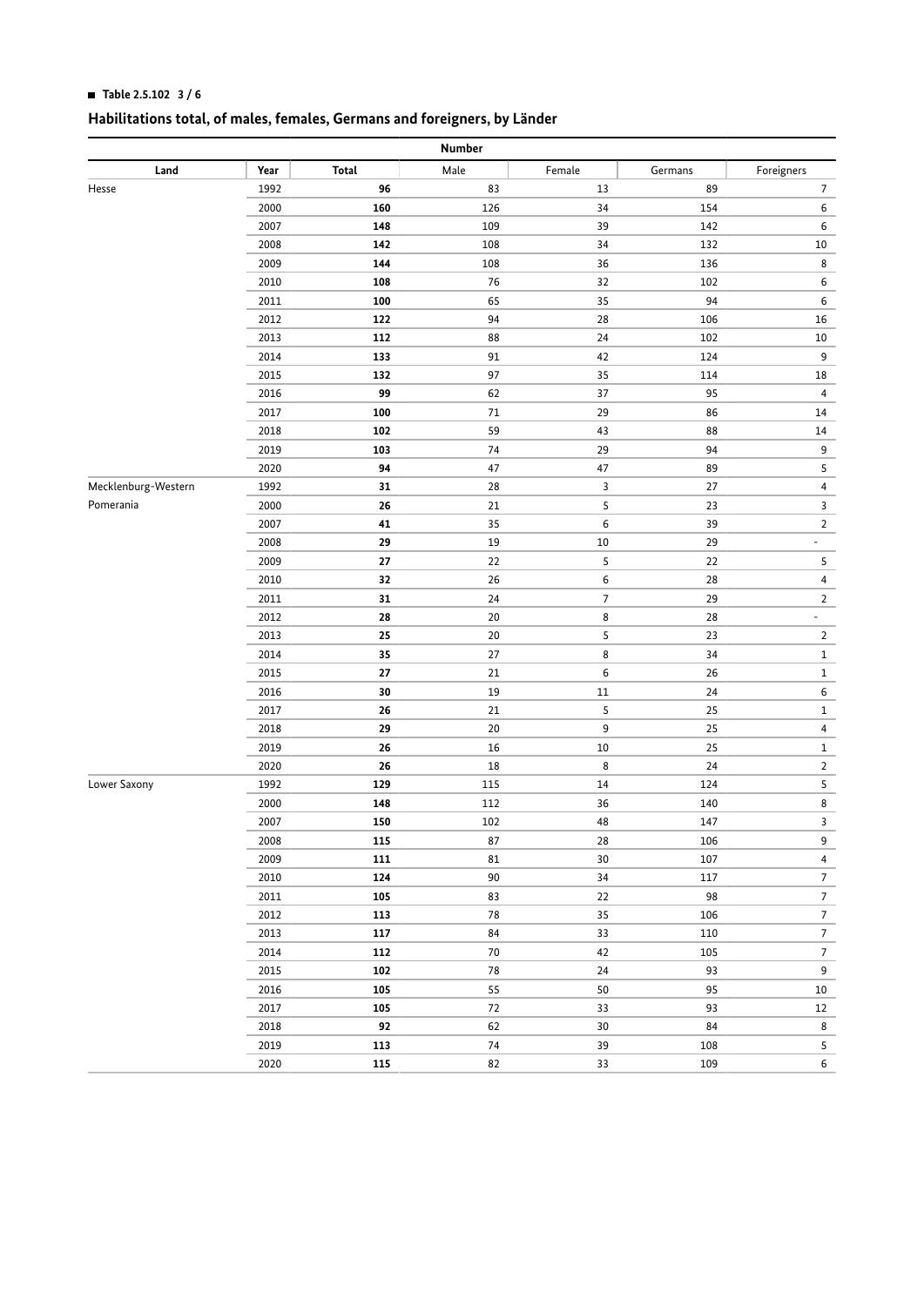■ **Table 2.5.102 3 / 6**

## Habilitations total, of males, females, Germans and foreigners, by Länder

| Land | Year | Number | | | | |
|---|---|---|---|---|---|---|
| | | **Total** | Male | Female | Germans | Foreigners |
| Hesse | 1992 | **96** | 83 | 13 | 89 | 7 |
| | 2000 | **160** | 126 | 34 | 154 | 6 |
| | 2007 | **148** | 109 | 39 | 142 | 6 |
| | 2008 | **142** | 108 | 34 | 132 | 10 |
| | 2009 | **144** | 108 | 36 | 136 | 8 |
| | 2010 | **108** | 76 | 32 | 102 | 6 |
| | 2011 | **100** | 65 | 35 | 94 | 6 |
| | 2012 | **122** | 94 | 28 | 106 | 16 |
| | 2013 | **112** | 88 | 24 | 102 | 10 |
| | 2014 | **133** | 91 | 42 | 124 | 9 |
| | 2015 | **132** | 97 | 35 | 114 | 18 |
| | 2016 | **99** | 62 | 37 | 95 | 4 |
| | 2017 | **100** | 71 | 29 | 86 | 14 |
| | 2018 | **102** | 59 | 43 | 88 | 14 |
| | 2019 | **103** | 74 | 29 | 94 | 9 |
| | 2020 | **94** | 47 | 47 | 89 | 5 |
| Mecklenburg-Western Pomerania | 1992 | **31** | 28 | 3 | 27 | 4 |
| | 2000 | **26** | 21 | 5 | 23 | 3 |
| | 2007 | **41** | 35 | 6 | 39 | 2 |
| | 2008 | **29** | 19 | 10 | 29 | - |
| | 2009 | **27** | 22 | 5 | 22 | 5 |
| | 2010 | **32** | 26 | 6 | 28 | 4 |
| | 2011 | **31** | 24 | 7 | 29 | 2 |
| | 2012 | **28** | 20 | 8 | 28 | - |
| | 2013 | **25** | 20 | 5 | 23 | 2 |
| | 2014 | **35** | 27 | 8 | 34 | 1 |
| | 2015 | **27** | 21 | 6 | 26 | 1 |
| | 2016 | **30** | 19 | 11 | 24 | 6 |
| | 2017 | **26** | 21 | 5 | 25 | 1 |
| | 2018 | **29** | 20 | 9 | 25 | 4 |
| | 2019 | **26** | 16 | 10 | 25 | 1 |
| | 2020 | **26** | 18 | 8 | 24 | 2 |
| Lower Saxony | 1992 | **129** | 115 | 14 | 124 | 5 |
| | 2000 | **148** | 112 | 36 | 140 | 8 |
| | 2007 | **150** | 102 | 48 | 147 | 3 |
| | 2008 | **115** | 87 | 28 | 106 | 9 |
| | 2009 | **111** | 81 | 30 | 107 | 4 |
| | 2010 | **124** | 90 | 34 | 117 | 7 |
| | 2011 | **105** | 83 | 22 | 98 | 7 |
| | 2012 | **113** | 78 | 35 | 106 | 7 |
| | 2013 | **117** | 84 | 33 | 110 | 7 |
| | 2014 | **112** | 70 | 42 | 105 | 7 |
| | 2015 | **102** | 78 | 24 | 93 | 9 |
| | 2016 | **105** | 55 | 50 | 95 | 10 |
| | 2017 | **105** | 72 | 33 | 93 | 12 |
| | 2018 | **92** | 62 | 30 | 84 | 8 |
| | 2019 | **113** | 74 | 39 | 108 | 5 |
| | 2020 | **115** | 82 | 33 | 109 | 6 |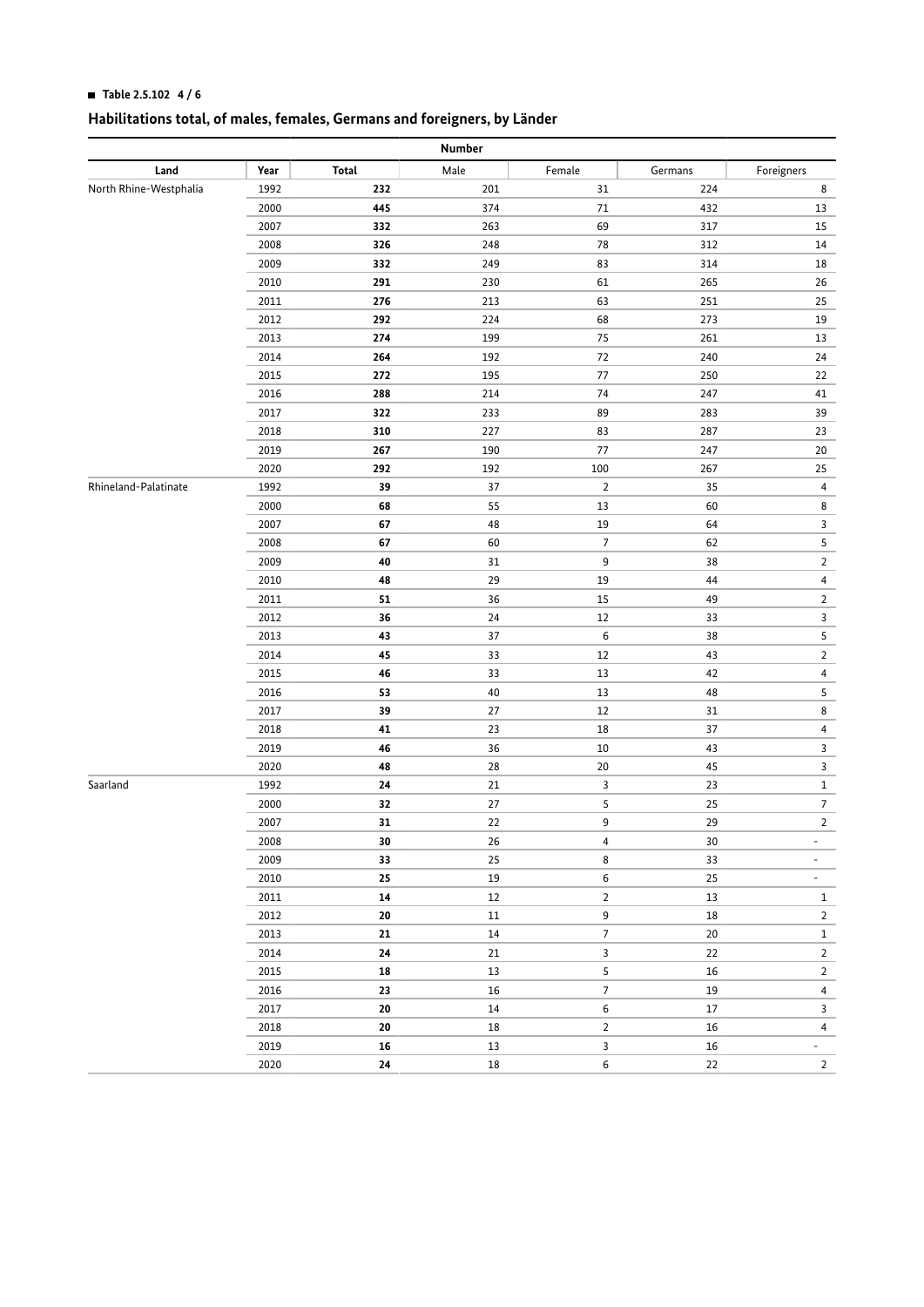**Table 2.5.102 4 / 6**

## Habilitations total, of males, females, Germans and foreigners, by Länder

| Land | Year | Number | | | | |
|---|---|---|---|---|---|---|
| | | **Total** | Male | Female | Germans | Foreigners |
| North Rhine-Westphalia | 1992 | **232** | 201 | 31 | 224 | 8 |
| | 2000 | **445** | 374 | 71 | 432 | 13 |
| | 2007 | **332** | 263 | 69 | 317 | 15 |
| | 2008 | **326** | 248 | 78 | 312 | 14 |
| | 2009 | **332** | 249 | 83 | 314 | 18 |
| | 2010 | **291** | 230 | 61 | 265 | 26 |
| | 2011 | **276** | 213 | 63 | 251 | 25 |
| | 2012 | **292** | 224 | 68 | 273 | 19 |
| | 2013 | **274** | 199 | 75 | 261 | 13 |
| | 2014 | **264** | 192 | 72 | 240 | 24 |
| | 2015 | **272** | 195 | 77 | 250 | 22 |
| | 2016 | **288** | 214 | 74 | 247 | 41 |
| | 2017 | **322** | 233 | 89 | 283 | 39 |
| | 2018 | **310** | 227 | 83 | 287 | 23 |
| | 2019 | **267** | 190 | 77 | 247 | 20 |
| | 2020 | **292** | 192 | 100 | 267 | 25 |
| Rhineland-Palatinate | 1992 | **39** | 37 | 2 | 35 | 4 |
| | 2000 | **68** | 55 | 13 | 60 | 8 |
| | 2007 | **67** | 48 | 19 | 64 | 3 |
| | 2008 | **67** | 60 | 7 | 62 | 5 |
| | 2009 | **40** | 31 | 9 | 38 | 2 |
| | 2010 | **48** | 29 | 19 | 44 | 4 |
| | 2011 | **51** | 36 | 15 | 49 | 2 |
| | 2012 | **36** | 24 | 12 | 33 | 3 |
| | 2013 | **43** | 37 | 6 | 38 | 5 |
| | 2014 | **45** | 33 | 12 | 43 | 2 |
| | 2015 | **46** | 33 | 13 | 42 | 4 |
| | 2016 | **53** | 40 | 13 | 48 | 5 |
| | 2017 | **39** | 27 | 12 | 31 | 8 |
| | 2018 | **41** | 23 | 18 | 37 | 4 |
| | 2019 | **46** | 36 | 10 | 43 | 3 |
| | 2020 | **48** | 28 | 20 | 45 | 3 |
| Saarland | 1992 | **24** | 21 | 3 | 23 | 1 |
| | 2000 | **32** | 27 | 5 | 25 | 7 |
| | 2007 | **31** | 22 | 9 | 29 | 2 |
| | 2008 | **30** | 26 | 4 | 30 | - |
| | 2009 | **33** | 25 | 8 | 33 | - |
| | 2010 | **25** | 19 | 6 | 25 | - |
| | 2011 | **14** | 12 | 2 | 13 | 1 |
| | 2012 | **20** | 11 | 9 | 18 | 2 |
| | 2013 | **21** | 14 | 7 | 20 | 1 |
| | 2014 | **24** | 21 | 3 | 22 | 2 |
| | 2015 | **18** | 13 | 5 | 16 | 2 |
| | 2016 | **23** | 16 | 7 | 19 | 4 |
| | 2017 | **20** | 14 | 6 | 17 | 3 |
| | 2018 | **20** | 18 | 2 | 16 | 4 |
| | 2019 | **16** | 13 | 3 | 16 | - |
| | 2020 | **24** | 18 | 6 | 22 | 2 |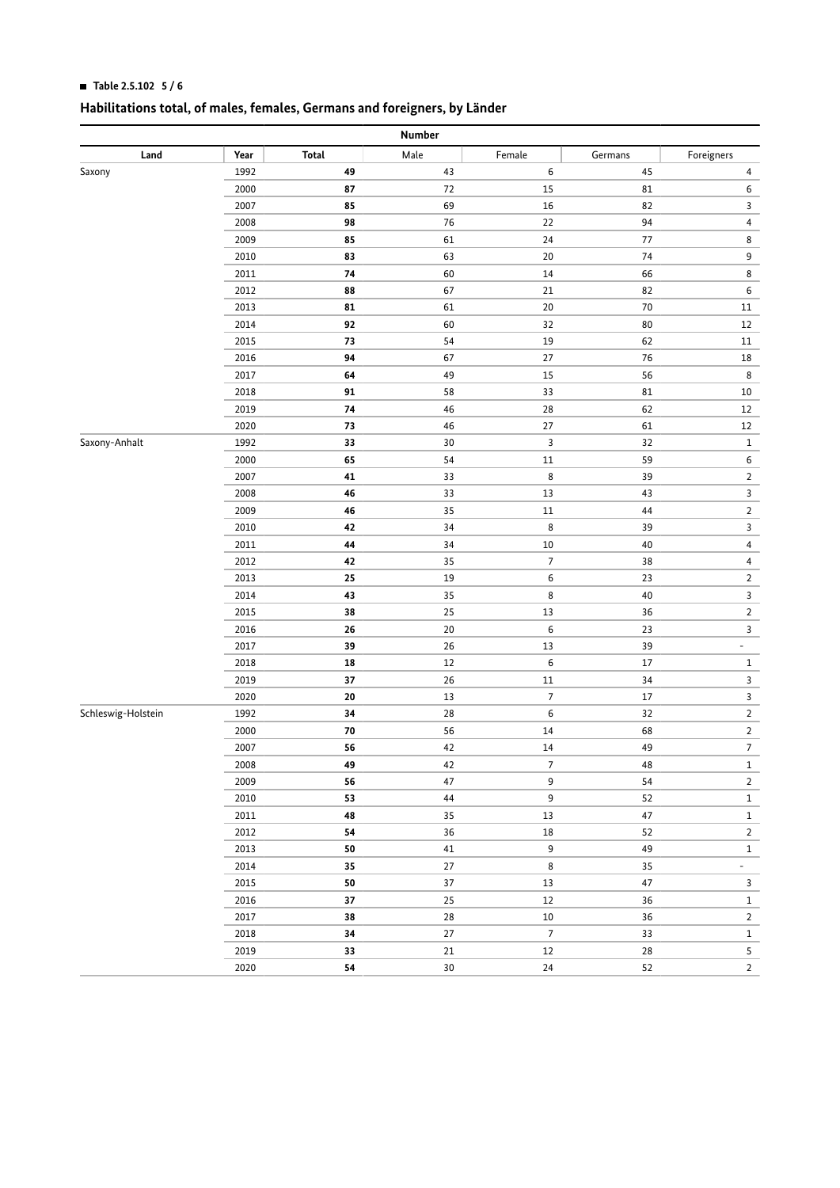■ **Table 2.5.102 5 / 6**

## Habilitations total, of males, females, Germans and foreigners, by Länder

| Land | Year | Number | | | | |
|---|---|---|---|---|---|---|
| | | **Total** | Male | Female | Germans | Foreigners |
| Saxony | 1992 | **49** | 43 | 6 | 45 | 4 |
| | 2000 | **87** | 72 | 15 | 81 | 6 |
| | 2007 | **85** | 69 | 16 | 82 | 3 |
| | 2008 | **98** | 76 | 22 | 94 | 4 |
| | 2009 | **85** | 61 | 24 | 77 | 8 |
| | 2010 | **83** | 63 | 20 | 74 | 9 |
| | 2011 | **74** | 60 | 14 | 66 | 8 |
| | 2012 | **88** | 67 | 21 | 82 | 6 |
| | 2013 | **81** | 61 | 20 | 70 | 11 |
| | 2014 | **92** | 60 | 32 | 80 | 12 |
| | 2015 | **73** | 54 | 19 | 62 | 11 |
| | 2016 | **94** | 67 | 27 | 76 | 18 |
| | 2017 | **64** | 49 | 15 | 56 | 8 |
| | 2018 | **91** | 58 | 33 | 81 | 10 |
| | 2019 | **74** | 46 | 28 | 62 | 12 |
| | 2020 | **73** | 46 | 27 | 61 | 12 |
| Saxony-Anhalt | 1992 | **33** | 30 | 3 | 32 | 1 |
| | 2000 | **65** | 54 | 11 | 59 | 6 |
| | 2007 | **41** | 33 | 8 | 39 | 2 |
| | 2008 | **46** | 33 | 13 | 43 | 3 |
| | 2009 | **46** | 35 | 11 | 44 | 2 |
| | 2010 | **42** | 34 | 8 | 39 | 3 |
| | 2011 | **44** | 34 | 10 | 40 | 4 |
| | 2012 | **42** | 35 | 7 | 38 | 4 |
| | 2013 | **25** | 19 | 6 | 23 | 2 |
| | 2014 | **43** | 35 | 8 | 40 | 3 |
| | 2015 | **38** | 25 | 13 | 36 | 2 |
| | 2016 | **26** | 20 | 6 | 23 | 3 |
| | 2017 | **39** | 26 | 13 | 39 | - |
| | 2018 | **18** | 12 | 6 | 17 | 1 |
| | 2019 | **37** | 26 | 11 | 34 | 3 |
| | 2020 | **20** | 13 | 7 | 17 | 3 |
| Schleswig-Holstein | 1992 | **34** | 28 | 6 | 32 | 2 |
| | 2000 | **70** | 56 | 14 | 68 | 2 |
| | 2007 | **56** | 42 | 14 | 49 | 7 |
| | 2008 | **49** | 42 | 7 | 48 | 1 |
| | 2009 | **56** | 47 | 9 | 54 | 2 |
| | 2010 | **53** | 44 | 9 | 52 | 1 |
| | 2011 | **48** | 35 | 13 | 47 | 1 |
| | 2012 | **54** | 36 | 18 | 52 | 2 |
| | 2013 | **50** | 41 | 9 | 49 | 1 |
| | 2014 | **35** | 27 | 8 | 35 | - |
| | 2015 | **50** | 37 | 13 | 47 | 3 |
| | 2016 | **37** | 25 | 12 | 36 | 1 |
| | 2017 | **38** | 28 | 10 | 36 | 2 |
| | 2018 | **34** | 27 | 7 | 33 | 1 |
| | 2019 | **33** | 21 | 12 | 28 | 5 |
| | 2020 | **54** | 30 | 24 | 52 | 2 |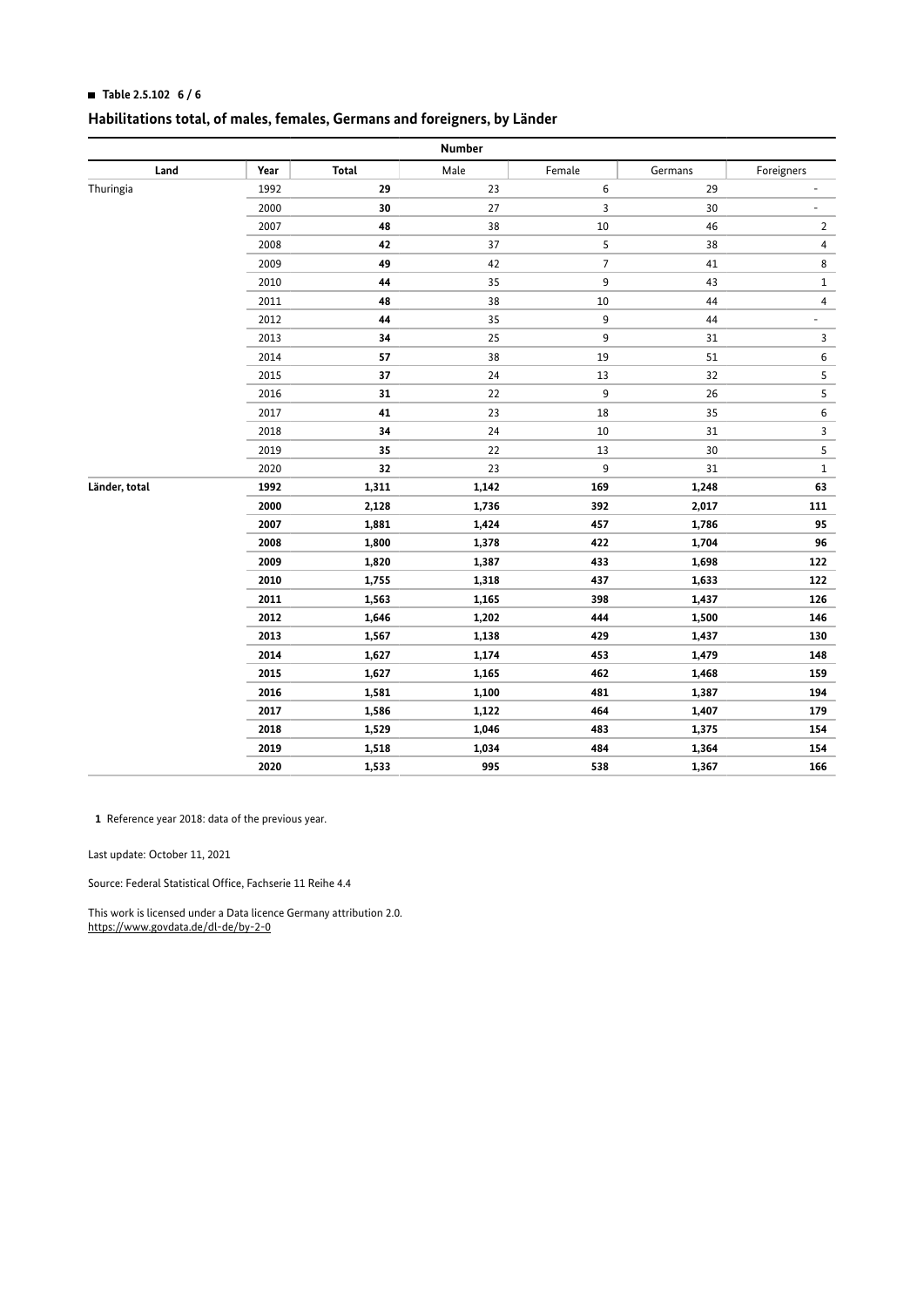**Table 2.5.102 6 / 6**

## Habilitations total, of males, females, Germans and foreigners, by Länder

| | | Number | | | | |
|---|---|---|---|---|---|---|
| **Land** | **Year** | **Total** | Male | Female | Germans | Foreigners |
| Thuringia | 1992 | **29** | 23 | 6 | 29 | - |
| | 2000 | **30** | 27 | 3 | 30 | - |
| | 2007 | **48** | 38 | 10 | 46 | 2 |
| | 2008 | **42** | 37 | 5 | 38 | 4 |
| | 2009 | **49** | 42 | 7 | 41 | 8 |
| | 2010 | **44** | 35 | 9 | 43 | 1 |
| | 2011 | **48** | 38 | 10 | 44 | 4 |
| | 2012 | **44** | 35 | 9 | 44 | - |
| | 2013 | **34** | 25 | 9 | 31 | 3 |
| | 2014 | **57** | 38 | 19 | 51 | 6 |
| | 2015 | **37** | 24 | 13 | 32 | 5 |
| | 2016 | **31** | 22 | 9 | 26 | 5 |
| | 2017 | **41** | 23 | 18 | 35 | 6 |
| | 2018 | **34** | 24 | 10 | 31 | 3 |
| | 2019 | **35** | 22 | 13 | 30 | 5 |
| | 2020 | **32** | 23 | 9 | 31 | 1 |
| **Länder, total** | **1992** | **1,311** | **1,142** | **169** | **1,248** | **63** |
| | **2000** | **2,128** | **1,736** | **392** | **2,017** | **111** |
| | **2007** | **1,881** | **1,424** | **457** | **1,786** | **95** |
| | **2008** | **1,800** | **1,378** | **422** | **1,704** | **96** |
| | **2009** | **1,820** | **1,387** | **433** | **1,698** | **122** |
| | **2010** | **1,755** | **1,318** | **437** | **1,633** | **122** |
| | **2011** | **1,563** | **1,165** | **398** | **1,437** | **126** |
| | **2012** | **1,646** | **1,202** | **444** | **1,500** | **146** |
| | **2013** | **1,567** | **1,138** | **429** | **1,437** | **130** |
| | **2014** | **1,627** | **1,174** | **453** | **1,479** | **148** |
| | **2015** | **1,627** | **1,165** | **462** | **1,468** | **159** |
| | **2016** | **1,581** | **1,100** | **481** | **1,387** | **194** |
| | **2017** | **1,586** | **1,122** | **464** | **1,407** | **179** |
| | **2018** | **1,529** | **1,046** | **483** | **1,375** | **154** |
| | **2019** | **1,518** | **1,034** | **484** | **1,364** | **154** |
| | **2020** | **1,533** | **995** | **538** | **1,367** | **166** |

**1** Reference year 2018: data of the previous year.

Last update: October 11, 2021

Source: Federal Statistical Office, Fachserie 11 Reihe 4.4

This work is licensed under a Data licence Germany attribution 2.0.
https://www.govdata.de/dl-de/by-2-0